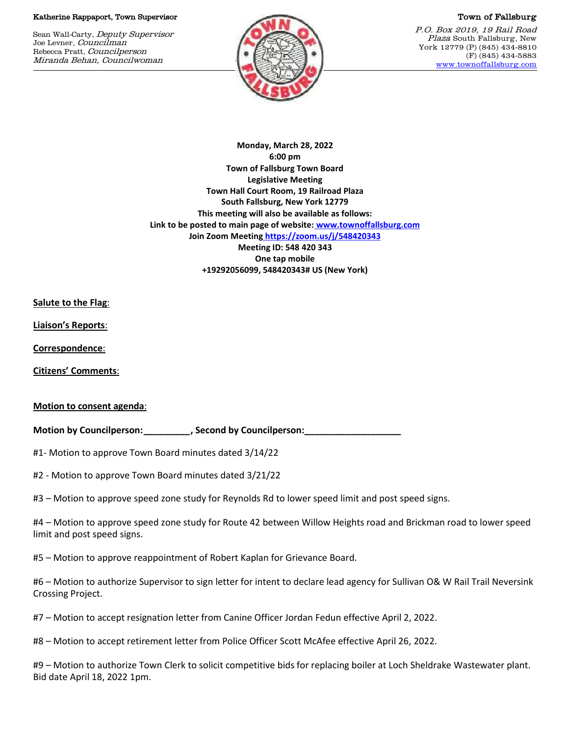Katherine Rappaport, Town Supervisor

Sean Wall-Carty, *Deputy Supervisor*
Joe Levner, *Councilman*
Rebecca Pratt, *Councilperson*
*Miranda Behan, Councilwoman*

Town of Fallsburg

*P.O. Box 2019, 19 Rail Road Plaza* South Fallsburg, New York 12779 (P) (845) 434-8810
(F) (845) 434-5883
www.townoffallsburg.com

**Monday, March 28, 2022**
**6:00 pm**
**Town of Fallsburg Town Board**
**Legislative Meeting**
**Town Hall Court Room, 19 Railroad Plaza**
**South Fallsburg, New York 12779**
**This meeting will also be available as follows:**
**Link to be posted to main page of website: www.townoffallsburg.com**
**Join Zoom Meeting https://zoom.us/j/548420343**
**Meeting ID: 548 420 343**
**One tap mobile**
**+19292056099, 548420343# US (New York)**

**Salute to the Flag**:

**Liaison's Reports**:

**Correspondence**:

**Citizens' Comments**:

**Motion to consent agenda**:

**Motion by Councilperson:_________, Second by Councilperson:___________________**

#1- Motion to approve Town Board minutes dated 3/14/22

#2 - Motion to approve Town Board minutes dated 3/21/22

#3 – Motion to approve speed zone study for Reynolds Rd to lower speed limit and post speed signs.

#4 – Motion to approve speed zone study for Route 42 between Willow Heights road and Brickman road to lower speed limit and post speed signs.

#5 – Motion to approve reappointment of Robert Kaplan for Grievance Board.

#6 – Motion to authorize Supervisor to sign letter for intent to declare lead agency for Sullivan O& W Rail Trail Neversink Crossing Project.

#7 – Motion to accept resignation letter from Canine Officer Jordan Fedun effective April 2, 2022.

#8 – Motion to accept retirement letter from Police Officer Scott McAfee effective April 26, 2022.

#9 – Motion to authorize Town Clerk to solicit competitive bids for replacing boiler at Loch Sheldrake Wastewater plant. Bid date April 18, 2022 1pm.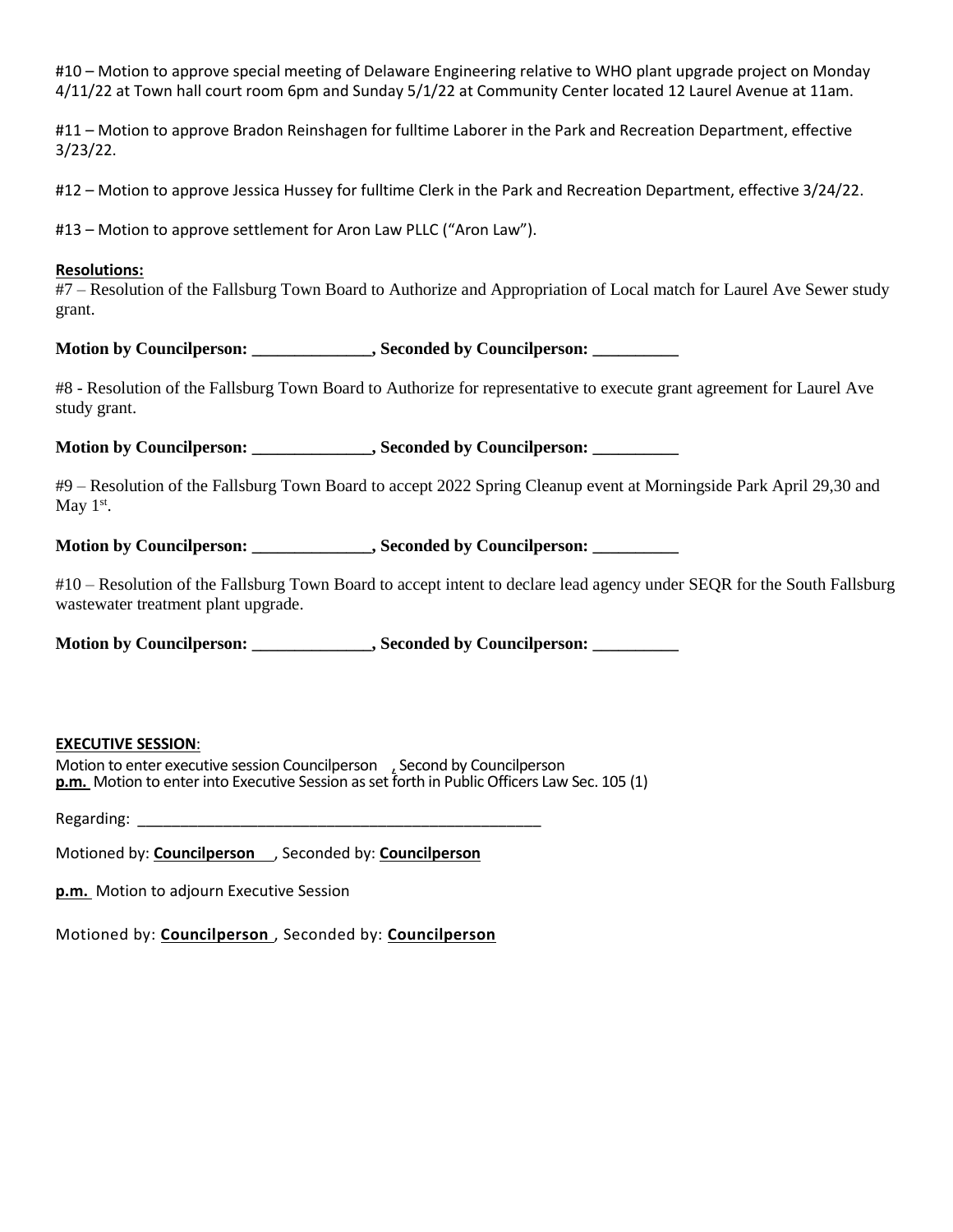#10 – Motion to approve special meeting of Delaware Engineering relative to WHO plant upgrade project on Monday 4/11/22 at Town hall court room 6pm and Sunday 5/1/22 at Community Center located 12 Laurel Avenue at 11am.

#11 – Motion to approve Bradon Reinshagen for fulltime Laborer in the Park and Recreation Department, effective 3/23/22.

#12 – Motion to approve Jessica Hussey for fulltime Clerk in the Park and Recreation Department, effective 3/24/22.

#13 – Motion to approve settlement for Aron Law PLLC ("Aron Law").

**Resolutions:**

#7 – Resolution of the Fallsburg Town Board to Authorize and Appropriation of Local match for Laurel Ave Sewer study grant.

**Motion by Councilperson: ______________, Seconded by Councilperson: __________**

#8 - Resolution of the Fallsburg Town Board to Authorize for representative to execute grant agreement for Laurel Ave study grant.

**Motion by Councilperson: ______________, Seconded by Councilperson: __________**

#9 – Resolution of the Fallsburg Town Board to accept 2022 Spring Cleanup event at Morningside Park April 29,30 and May 1st.

**Motion by Councilperson: ______________, Seconded by Councilperson: __________**

#10 – Resolution of the Fallsburg Town Board to accept intent to declare lead agency under SEQR for the South Fallsburg wastewater treatment plant upgrade.

**Motion by Councilperson: ______________, Seconded by Councilperson: __________**

**EXECUTIVE SESSION**:

Motion to enter executive session Councilperson , Second by Councilperson
**p.m.** Motion to enter into Executive Session as set forth in Public Officers Law Sec. 105 (1)

Regarding: ___________________________________________________

Motioned by: **Councilperson** , Seconded by: **Councilperson**

**p.m.** Motion to adjourn Executive Session

Motioned by: **Councilperson** , Seconded by: **Councilperson**